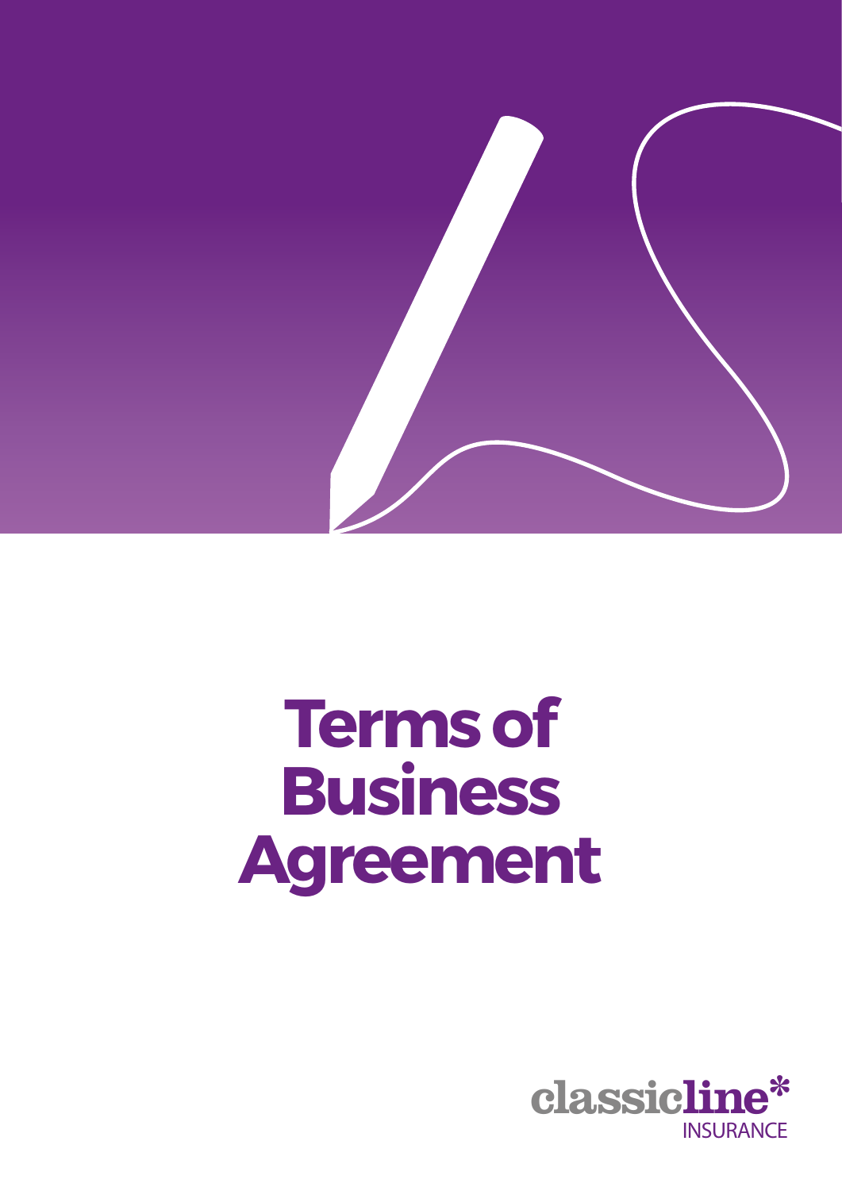# Terms of Business Agreement

classicline*
INSURANCE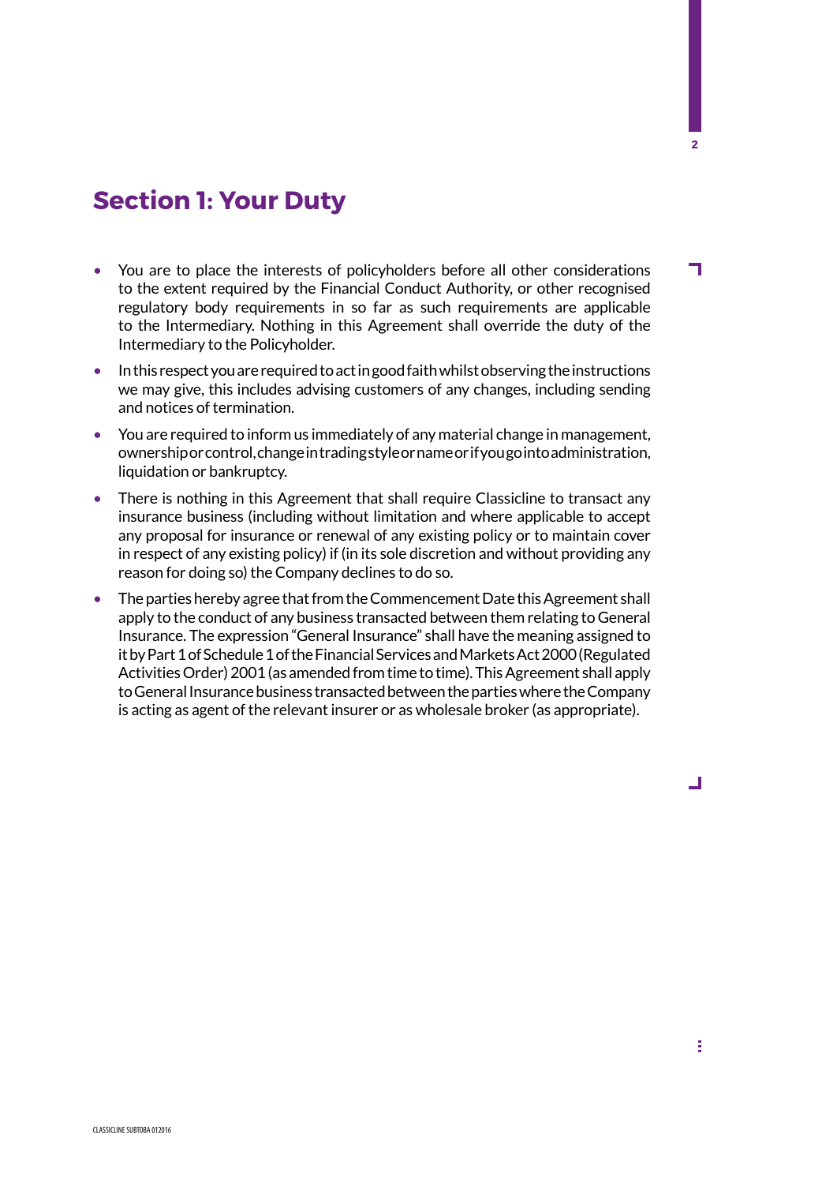## Section 1: Your Duty

- You are to place the interests of policyholders before all other considerations to the extent required by the Financial Conduct Authority, or other recognised regulatory body requirements in so far as such requirements are applicable to the Intermediary. Nothing in this Agreement shall override the duty of the Intermediary to the Policyholder.
- In this respect you are required to act in good faith whilst observing the instructions we may give, this includes advising customers of any changes, including sending and notices of termination.
- You are required to inform us immediately of any material change in management, ownership or control, change in trading style or name or if you go into administration, liquidation or bankruptcy.
- There is nothing in this Agreement that shall require Classicline to transact any insurance business (including without limitation and where applicable to accept any proposal for insurance or renewal of any existing policy or to maintain cover in respect of any existing policy) if (in its sole discretion and without providing any reason for doing so) the Company declines to do so.
- The parties hereby agree that from the Commencement Date this Agreement shall apply to the conduct of any business transacted between them relating to General Insurance. The expression "General Insurance" shall have the meaning assigned to it by Part 1 of Schedule 1 of the Financial Services and Markets Act 2000 (Regulated Activities Order) 2001 (as amended from time to time). This Agreement shall apply to General Insurance business transacted between the parties where the Company is acting as agent of the relevant insurer or as wholesale broker (as appropriate).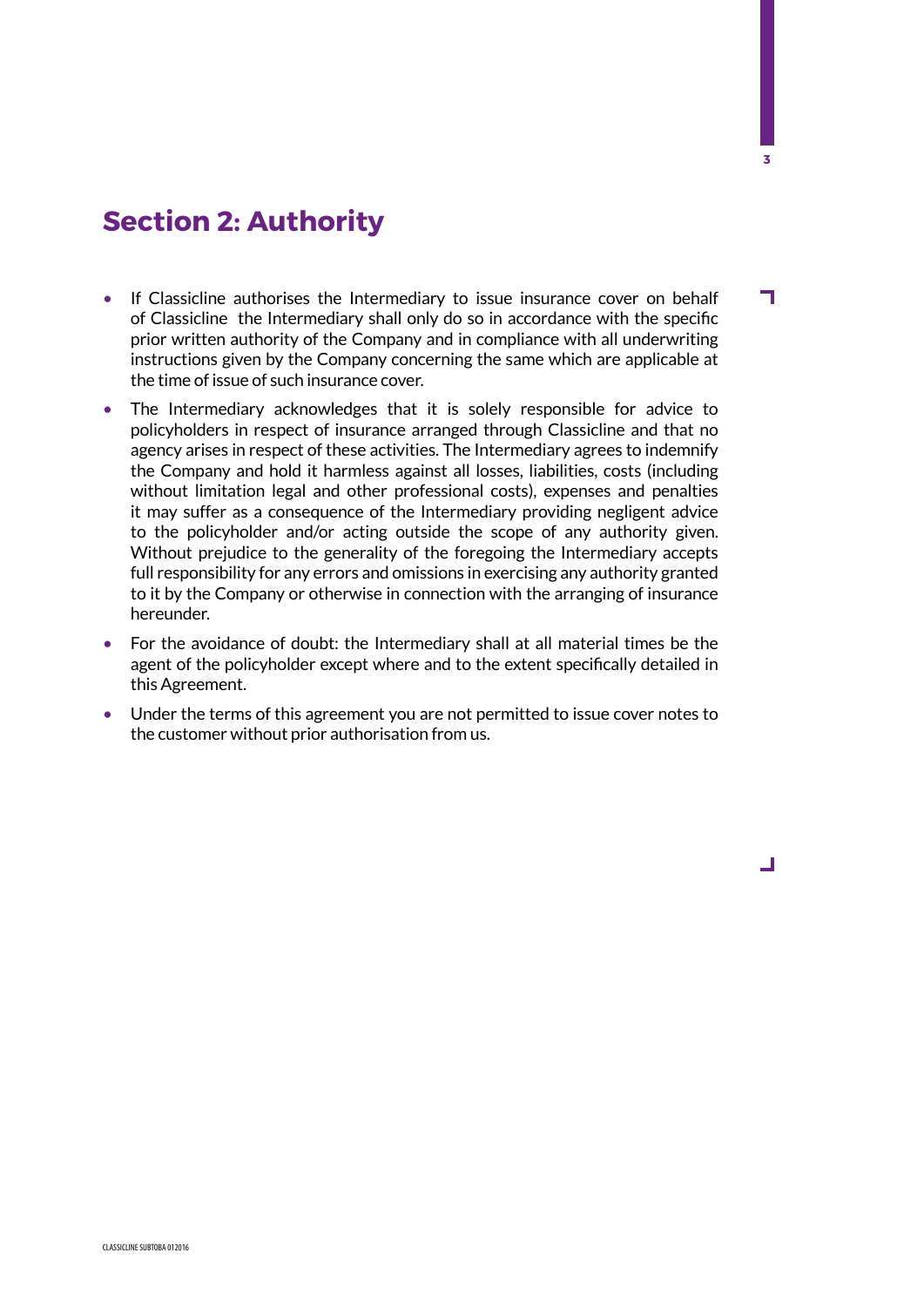## Section 2: Authority

- If Classicline authorises the Intermediary to issue insurance cover on behalf of Classicline the Intermediary shall only do so in accordance with the specific prior written authority of the Company and in compliance with all underwriting instructions given by the Company concerning the same which are applicable at the time of issue of such insurance cover.
- The Intermediary acknowledges that it is solely responsible for advice to policyholders in respect of insurance arranged through Classicline and that no agency arises in respect of these activities. The Intermediary agrees to indemnify the Company and hold it harmless against all losses, liabilities, costs (including without limitation legal and other professional costs), expenses and penalties it may suffer as a consequence of the Intermediary providing negligent advice to the policyholder and/or acting outside the scope of any authority given. Without prejudice to the generality of the foregoing the Intermediary accepts full responsibility for any errors and omissions in exercising any authority granted to it by the Company or otherwise in connection with the arranging of insurance hereunder.
- For the avoidance of doubt: the Intermediary shall at all material times be the agent of the policyholder except where and to the extent specifically detailed in this Agreement.
- Under the terms of this agreement you are not permitted to issue cover notes to the customer without prior authorisation from us.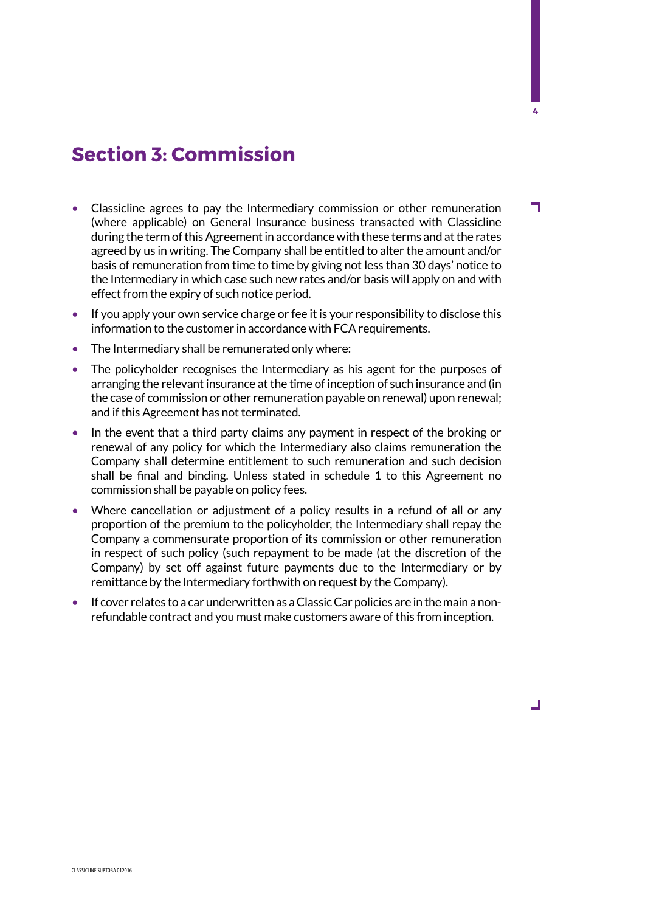## Section 3: Commission

- Classicline agrees to pay the Intermediary commission or other remuneration (where applicable) on General Insurance business transacted with Classicline during the term of this Agreement in accordance with these terms and at the rates agreed by us in writing. The Company shall be entitled to alter the amount and/or basis of remuneration from time to time by giving not less than 30 days' notice to the Intermediary in which case such new rates and/or basis will apply on and with effect from the expiry of such notice period.
- If you apply your own service charge or fee it is your responsibility to disclose this information to the customer in accordance with FCA requirements.
- The Intermediary shall be remunerated only where:
- The policyholder recognises the Intermediary as his agent for the purposes of arranging the relevant insurance at the time of inception of such insurance and (in the case of commission or other remuneration payable on renewal) upon renewal; and if this Agreement has not terminated.
- In the event that a third party claims any payment in respect of the broking or renewal of any policy for which the Intermediary also claims remuneration the Company shall determine entitlement to such remuneration and such decision shall be final and binding. Unless stated in schedule 1 to this Agreement no commission shall be payable on policy fees.
- Where cancellation or adjustment of a policy results in a refund of all or any proportion of the premium to the policyholder, the Intermediary shall repay the Company a commensurate proportion of its commission or other remuneration in respect of such policy (such repayment to be made (at the discretion of the Company) by set off against future payments due to the Intermediary or by remittance by the Intermediary forthwith on request by the Company).
- If cover relates to a car underwritten as a Classic Car policies are in the main a non-refundable contract and you must make customers aware of this from inception.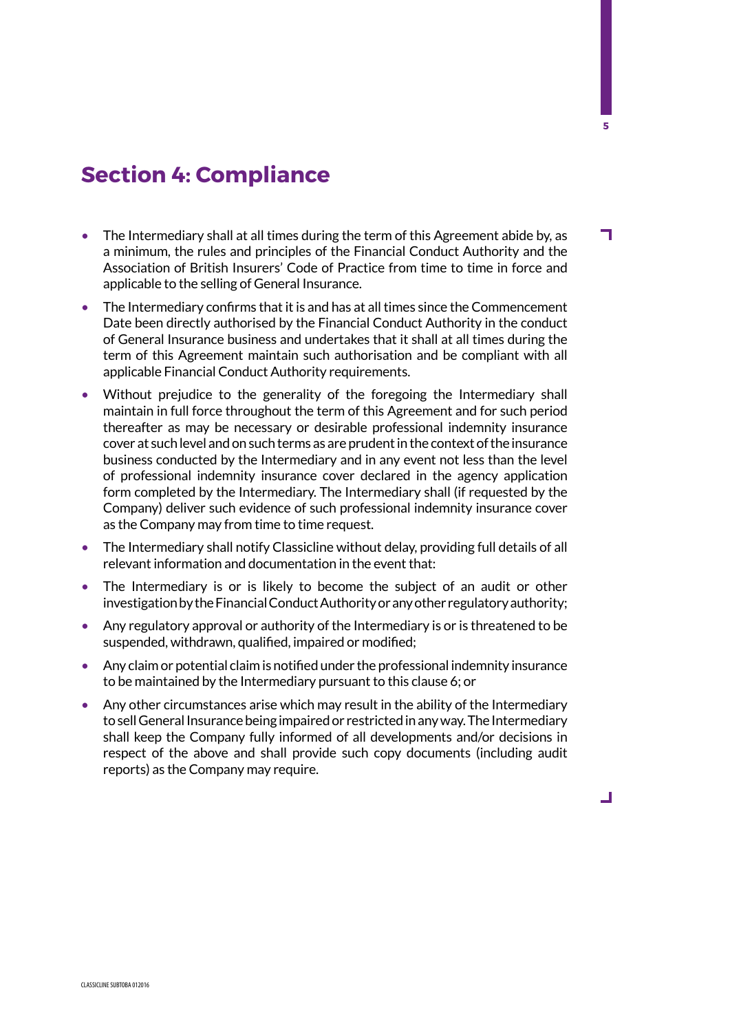# Section 4: Compliance

- The Intermediary shall at all times during the term of this Agreement abide by, as a minimum, the rules and principles of the Financial Conduct Authority and the Association of British Insurers' Code of Practice from time to time in force and applicable to the selling of General Insurance.
- The Intermediary confirms that it is and has at all times since the Commencement Date been directly authorised by the Financial Conduct Authority in the conduct of General Insurance business and undertakes that it shall at all times during the term of this Agreement maintain such authorisation and be compliant with all applicable Financial Conduct Authority requirements.
- Without prejudice to the generality of the foregoing the Intermediary shall maintain in full force throughout the term of this Agreement and for such period thereafter as may be necessary or desirable professional indemnity insurance cover at such level and on such terms as are prudent in the context of the insurance business conducted by the Intermediary and in any event not less than the level of professional indemnity insurance cover declared in the agency application form completed by the Intermediary. The Intermediary shall (if requested by the Company) deliver such evidence of such professional indemnity insurance cover as the Company may from time to time request.
- The Intermediary shall notify Classicline without delay, providing full details of all relevant information and documentation in the event that:
- The Intermediary is or is likely to become the subject of an audit or other investigation by the Financial Conduct Authority or any other regulatory authority;
- Any regulatory approval or authority of the Intermediary is or is threatened to be suspended, withdrawn, qualified, impaired or modified;
- Any claim or potential claim is notified under the professional indemnity insurance to be maintained by the Intermediary pursuant to this clause 6; or
- Any other circumstances arise which may result in the ability of the Intermediary to sell General Insurance being impaired or restricted in any way. The Intermediary shall keep the Company fully informed of all developments and/or decisions in respect of the above and shall provide such copy documents (including audit reports) as the Company may require.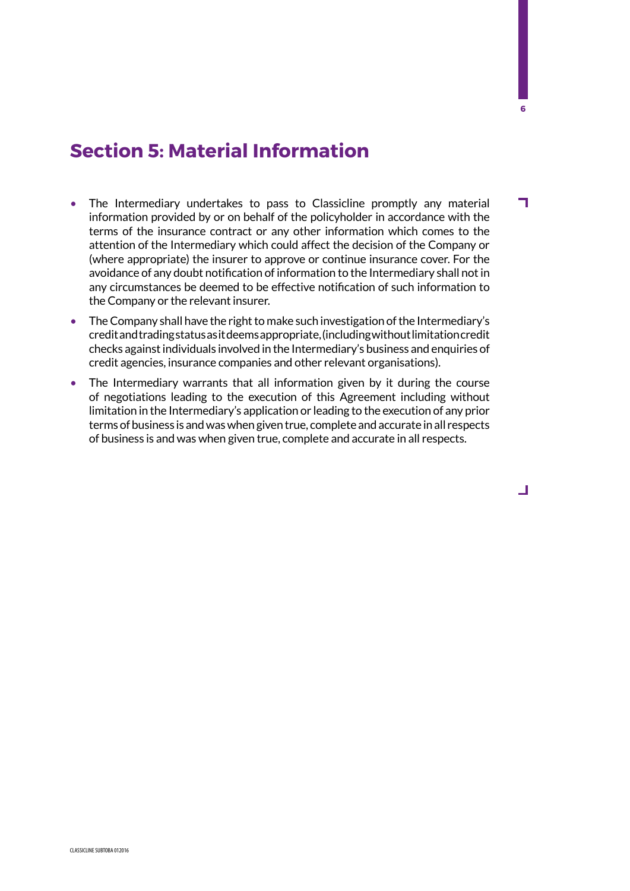## Section 5: Material Information

- The Intermediary undertakes to pass to Classicline promptly any material information provided by or on behalf of the policyholder in accordance with the terms of the insurance contract or any other information which comes to the attention of the Intermediary which could affect the decision of the Company or (where appropriate) the insurer to approve or continue insurance cover. For the avoidance of any doubt notification of information to the Intermediary shall not in any circumstances be deemed to be effective notification of such information to the Company or the relevant insurer.
- The Company shall have the right to make such investigation of the Intermediary's credit and trading status as it deems appropriate, (including without limitation credit checks against individuals involved in the Intermediary's business and enquiries of credit agencies, insurance companies and other relevant organisations).
- The Intermediary warrants that all information given by it during the course of negotiations leading to the execution of this Agreement including without limitation in the Intermediary's application or leading to the execution of any prior terms of business is and was when given true, complete and accurate in all respects of business is and was when given true, complete and accurate in all respects.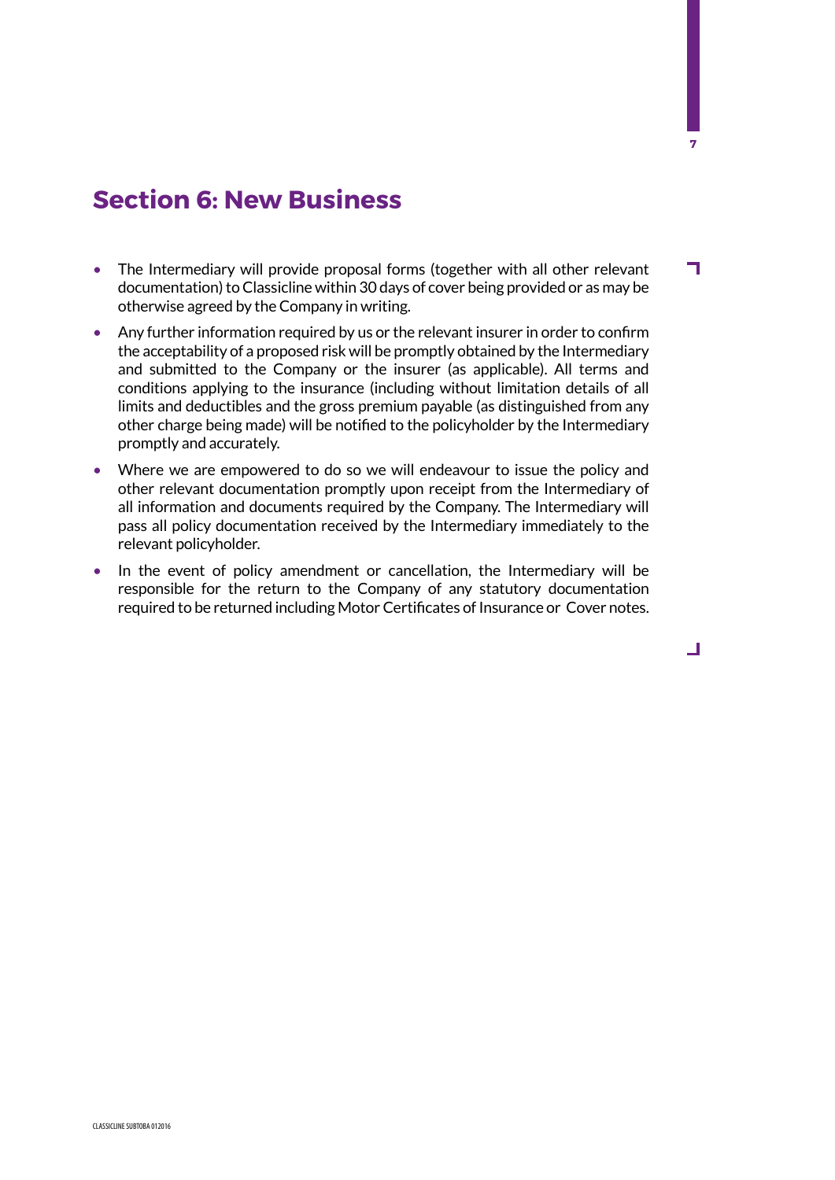## Section 6: New Business

- The Intermediary will provide proposal forms (together with all other relevant documentation) to Classicline within 30 days of cover being provided or as may be otherwise agreed by the Company in writing.
- Any further information required by us or the relevant insurer in order to confirm the acceptability of a proposed risk will be promptly obtained by the Intermediary and submitted to the Company or the insurer (as applicable). All terms and conditions applying to the insurance (including without limitation details of all limits and deductibles and the gross premium payable (as distinguished from any other charge being made) will be notified to the policyholder by the Intermediary promptly and accurately.
- Where we are empowered to do so we will endeavour to issue the policy and other relevant documentation promptly upon receipt from the Intermediary of all information and documents required by the Company. The Intermediary will pass all policy documentation received by the Intermediary immediately to the relevant policyholder.
- In the event of policy amendment or cancellation, the Intermediary will be responsible for the return to the Company of any statutory documentation required to be returned including Motor Certificates of Insurance or Cover notes.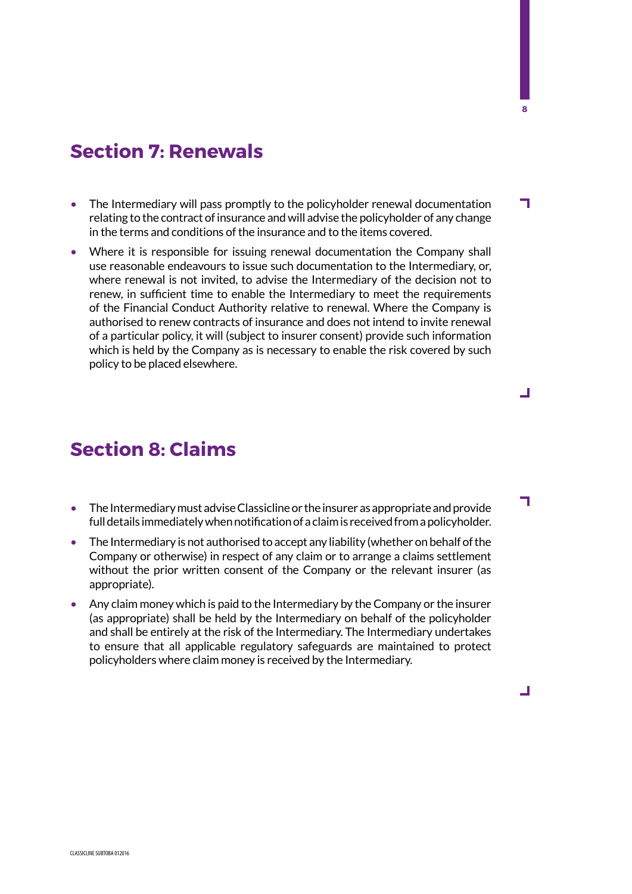## Section 7: Renewals

- The Intermediary will pass promptly to the policyholder renewal documentation relating to the contract of insurance and will advise the policyholder of any change in the terms and conditions of the insurance and to the items covered.
- Where it is responsible for issuing renewal documentation the Company shall use reasonable endeavours to issue such documentation to the Intermediary, or, where renewal is not invited, to advise the Intermediary of the decision not to renew, in sufficient time to enable the Intermediary to meet the requirements of the Financial Conduct Authority relative to renewal. Where the Company is authorised to renew contracts of insurance and does not intend to invite renewal of a particular policy, it will (subject to insurer consent) provide such information which is held by the Company as is necessary to enable the risk covered by such policy to be placed elsewhere.

## Section 8: Claims

- The Intermediary must advise Classicline or the insurer as appropriate and provide full details immediately when notification of a claim is received from a policyholder.
- The Intermediary is not authorised to accept any liability (whether on behalf of the Company or otherwise) in respect of any claim or to arrange a claims settlement without the prior written consent of the Company or the relevant insurer (as appropriate).
- Any claim money which is paid to the Intermediary by the Company or the insurer (as appropriate) shall be held by the Intermediary on behalf of the policyholder and shall be entirely at the risk of the Intermediary. The Intermediary undertakes to ensure that all applicable regulatory safeguards are maintained to protect policyholders where claim money is received by the Intermediary.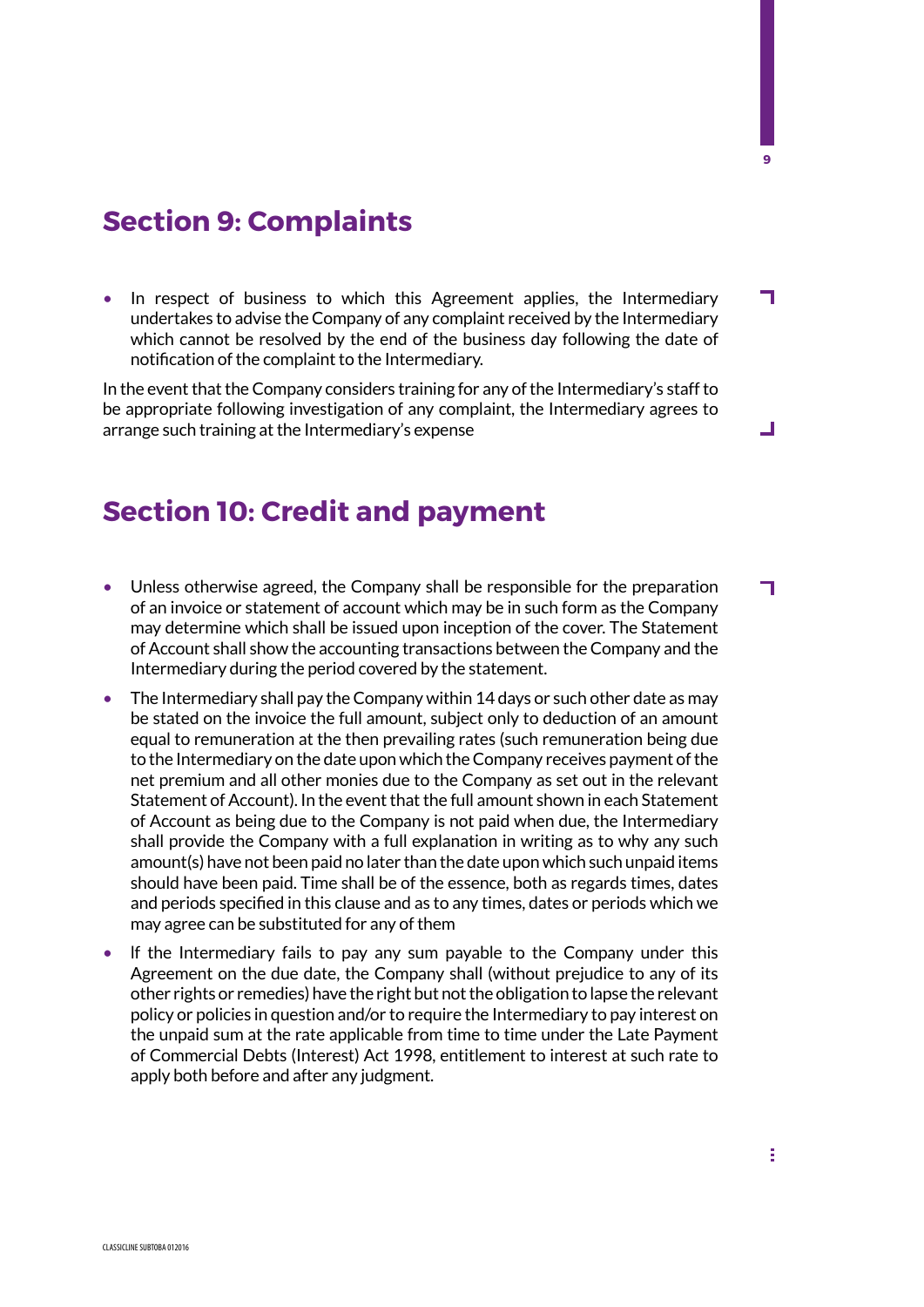## Section 9: Complaints

- In respect of business to which this Agreement applies, the Intermediary undertakes to advise the Company of any complaint received by the Intermediary which cannot be resolved by the end of the business day following the date of notification of the complaint to the Intermediary.

In the event that the Company considers training for any of the Intermediary's staff to be appropriate following investigation of any complaint, the Intermediary agrees to arrange such training at the Intermediary's expense

## Section 10: Credit and payment

- Unless otherwise agreed, the Company shall be responsible for the preparation of an invoice or statement of account which may be in such form as the Company may determine which shall be issued upon inception of the cover. The Statement of Account shall show the accounting transactions between the Company and the Intermediary during the period covered by the statement.
- The Intermediary shall pay the Company within 14 days or such other date as may be stated on the invoice the full amount, subject only to deduction of an amount equal to remuneration at the then prevailing rates (such remuneration being due to the Intermediary on the date upon which the Company receives payment of the net premium and all other monies due to the Company as set out in the relevant Statement of Account). In the event that the full amount shown in each Statement of Account as being due to the Company is not paid when due, the Intermediary shall provide the Company with a full explanation in writing as to why any such amount(s) have not been paid no later than the date upon which such unpaid items should have been paid. Time shall be of the essence, both as regards times, dates and periods specified in this clause and as to any times, dates or periods which we may agree can be substituted for any of them
- If the Intermediary fails to pay any sum payable to the Company under this Agreement on the due date, the Company shall (without prejudice to any of its other rights or remedies) have the right but not the obligation to lapse the relevant policy or policies in question and/or to require the Intermediary to pay interest on the unpaid sum at the rate applicable from time to time under the Late Payment of Commercial Debts (Interest) Act 1998, entitlement to interest at such rate to apply both before and after any judgment.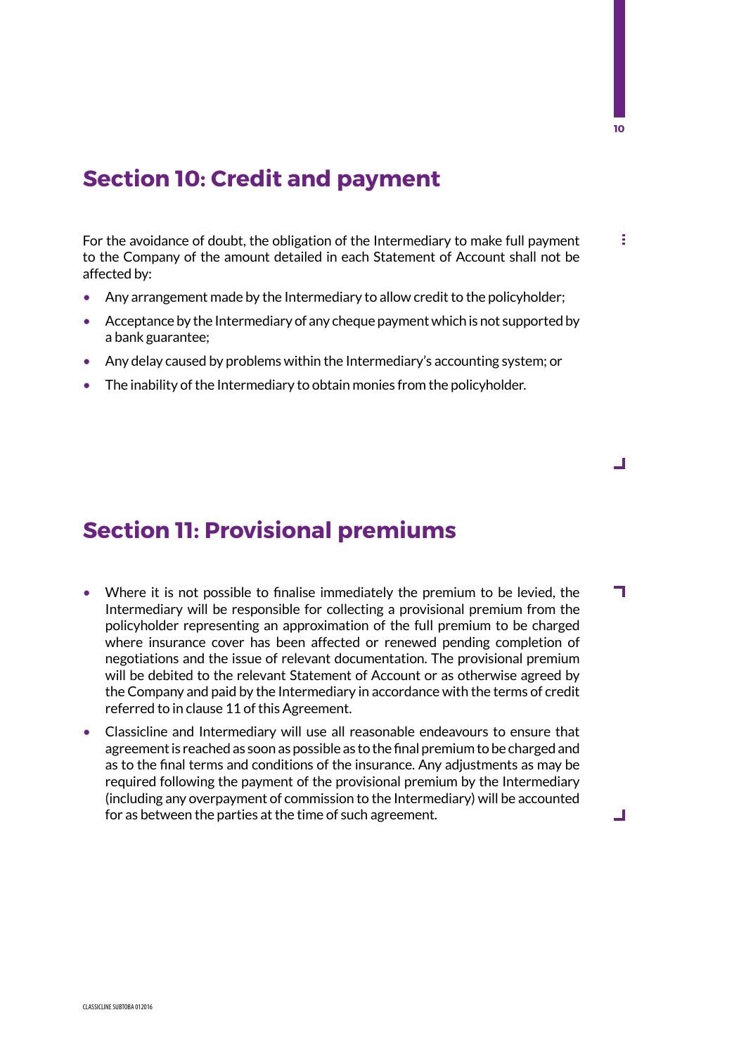## Section 10: Credit and payment

For the avoidance of doubt, the obligation of the Intermediary to make full payment to the Company of the amount detailed in each Statement of Account shall not be affected by:

- Any arrangement made by the Intermediary to allow credit to the policyholder;
- Acceptance by the Intermediary of any cheque payment which is not supported by a bank guarantee;
- Any delay caused by problems within the Intermediary's accounting system; or
- The inability of the Intermediary to obtain monies from the policyholder.

## Section 11: Provisional premiums

- Where it is not possible to finalise immediately the premium to be levied, the Intermediary will be responsible for collecting a provisional premium from the policyholder representing an approximation of the full premium to be charged where insurance cover has been affected or renewed pending completion of negotiations and the issue of relevant documentation. The provisional premium will be debited to the relevant Statement of Account or as otherwise agreed by the Company and paid by the Intermediary in accordance with the terms of credit referred to in clause 11 of this Agreement.
- Classicline and Intermediary will use all reasonable endeavours to ensure that agreement is reached as soon as possible as to the final premium to be charged and as to the final terms and conditions of the insurance. Any adjustments as may be required following the payment of the provisional premium by the Intermediary (including any overpayment of commission to the Intermediary) will be accounted for as between the parties at the time of such agreement.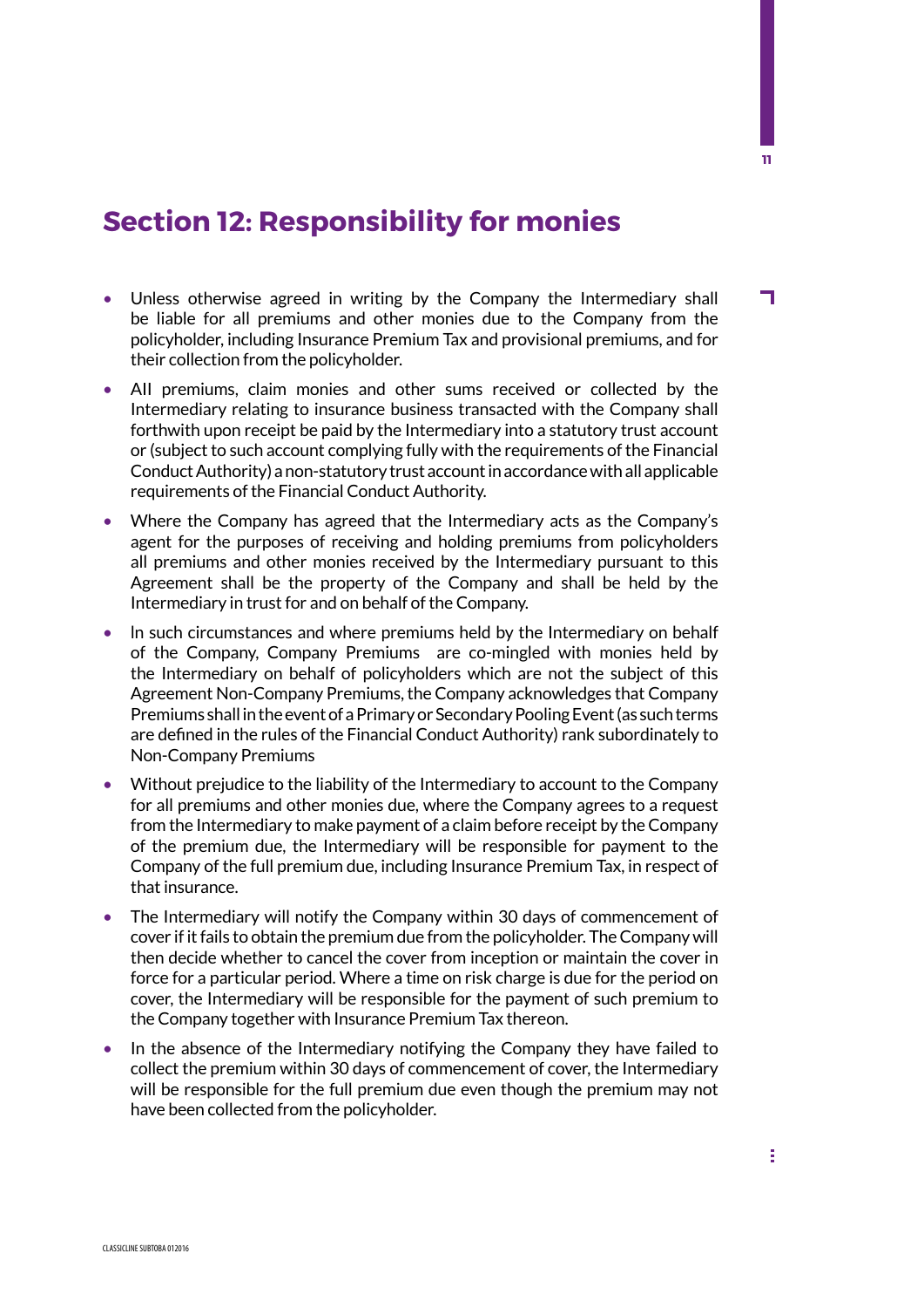## Section 12: Responsibility for monies

- Unless otherwise agreed in writing by the Company the Intermediary shall be liable for all premiums and other monies due to the Company from the policyholder, including Insurance Premium Tax and provisional premiums, and for their collection from the policyholder.
- All premiums, claim monies and other sums received or collected by the Intermediary relating to insurance business transacted with the Company shall forthwith upon receipt be paid by the Intermediary into a statutory trust account or (subject to such account complying fully with the requirements of the Financial Conduct Authority) a non-statutory trust account in accordance with all applicable requirements of the Financial Conduct Authority.
- Where the Company has agreed that the Intermediary acts as the Company's agent for the purposes of receiving and holding premiums from policyholders all premiums and other monies received by the Intermediary pursuant to this Agreement shall be the property of the Company and shall be held by the Intermediary in trust for and on behalf of the Company.
- In such circumstances and where premiums held by the Intermediary on behalf of the Company, Company Premiums are co-mingled with monies held by the Intermediary on behalf of policyholders which are not the subject of this Agreement Non-Company Premiums, the Company acknowledges that Company Premiums shall in the event of a Primary or Secondary Pooling Event (as such terms are defined in the rules of the Financial Conduct Authority) rank subordinately to Non-Company Premiums
- Without prejudice to the liability of the Intermediary to account to the Company for all premiums and other monies due, where the Company agrees to a request from the Intermediary to make payment of a claim before receipt by the Company of the premium due, the Intermediary will be responsible for payment to the Company of the full premium due, including Insurance Premium Tax, in respect of that insurance.
- The Intermediary will notify the Company within 30 days of commencement of cover if it fails to obtain the premium due from the policyholder. The Company will then decide whether to cancel the cover from inception or maintain the cover in force for a particular period. Where a time on risk charge is due for the period on cover, the Intermediary will be responsible for the payment of such premium to the Company together with Insurance Premium Tax thereon.
- In the absence of the Intermediary notifying the Company they have failed to collect the premium within 30 days of commencement of cover, the Intermediary will be responsible for the full premium due even though the premium may not have been collected from the policyholder.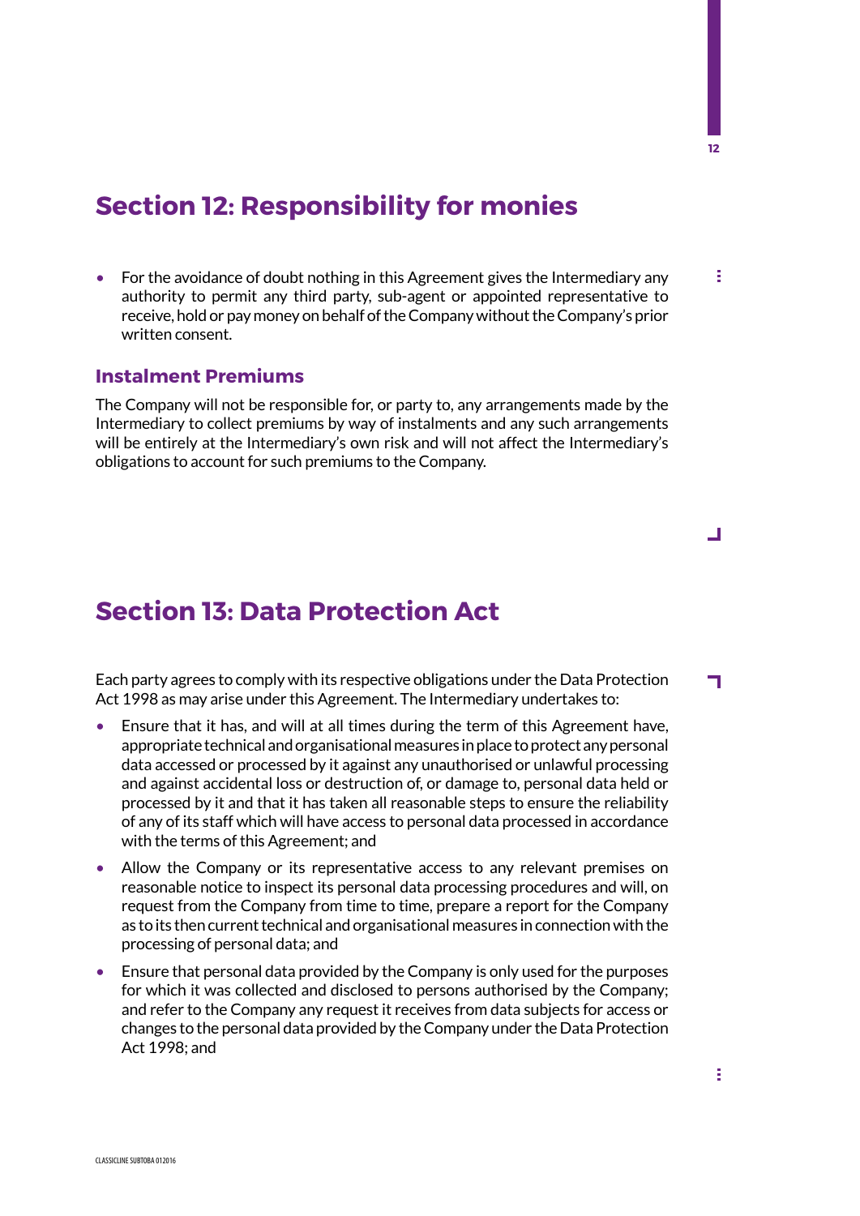## Section 12: Responsibility for monies

- For the avoidance of doubt nothing in this Agreement gives the Intermediary any authority to permit any third party, sub-agent or appointed representative to receive, hold or pay money on behalf of the Company without the Company's prior written consent.

### Instalment Premiums

The Company will not be responsible for, or party to, any arrangements made by the Intermediary to collect premiums by way of instalments and any such arrangements will be entirely at the Intermediary's own risk and will not affect the Intermediary's obligations to account for such premiums to the Company.

## Section 13: Data Protection Act

Each party agrees to comply with its respective obligations under the Data Protection Act 1998 as may arise under this Agreement. The Intermediary undertakes to:

- Ensure that it has, and will at all times during the term of this Agreement have, appropriate technical and organisational measures in place to protect any personal data accessed or processed by it against any unauthorised or unlawful processing and against accidental loss or destruction of, or damage to, personal data held or processed by it and that it has taken all reasonable steps to ensure the reliability of any of its staff which will have access to personal data processed in accordance with the terms of this Agreement; and
- Allow the Company or its representative access to any relevant premises on reasonable notice to inspect its personal data processing procedures and will, on request from the Company from time to time, prepare a report for the Company as to its then current technical and organisational measures in connection with the processing of personal data; and
- Ensure that personal data provided by the Company is only used for the purposes for which it was collected and disclosed to persons authorised by the Company; and refer to the Company any request it receives from data subjects for access or changes to the personal data provided by the Company under the Data Protection Act 1998; and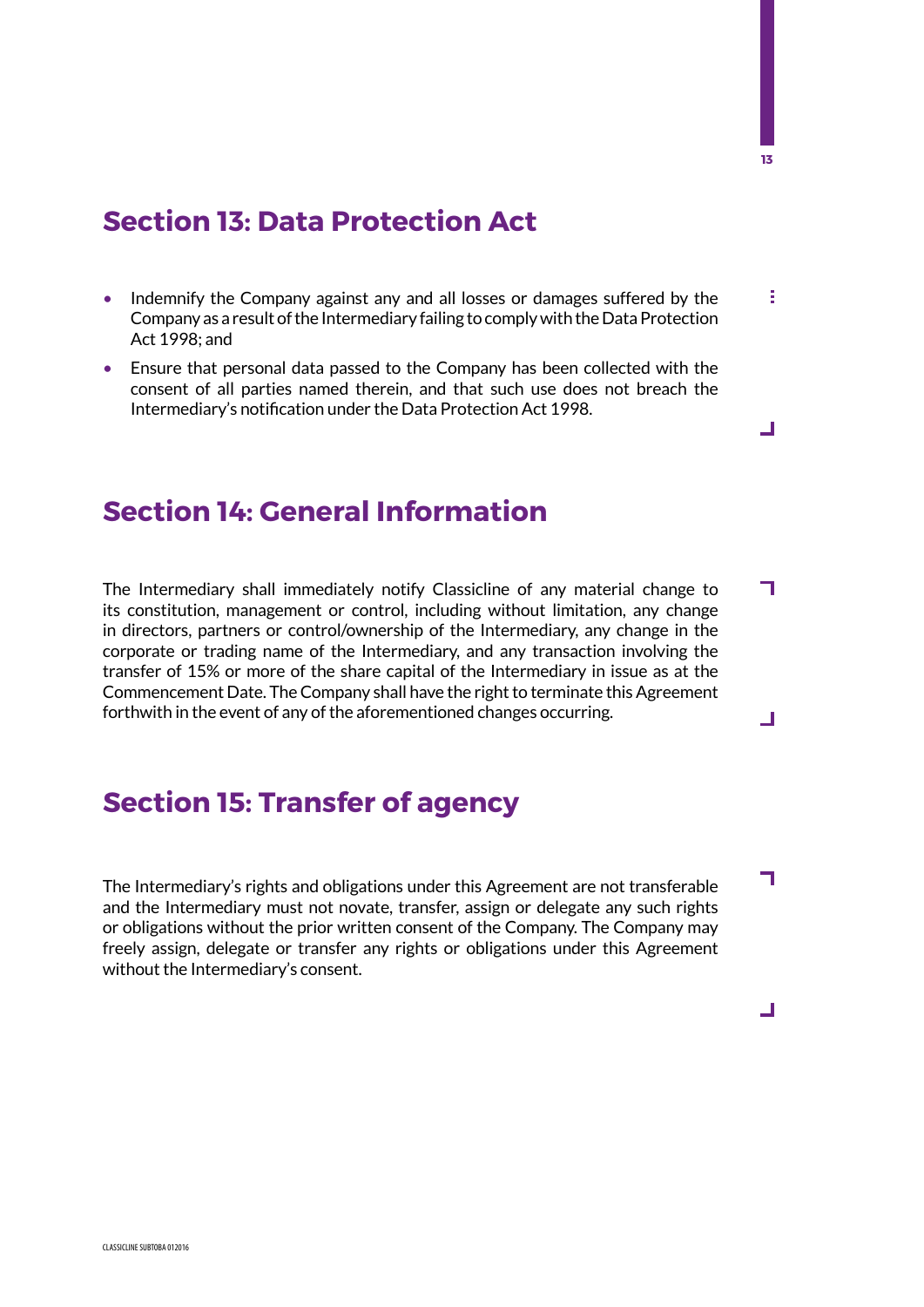## Section 13: Data Protection Act

- Indemnify the Company against any and all losses or damages suffered by the Company as a result of the Intermediary failing to comply with the Data Protection Act 1998; and
- Ensure that personal data passed to the Company has been collected with the consent of all parties named therein, and that such use does not breach the Intermediary's notification under the Data Protection Act 1998.

## Section 14: General Information

The Intermediary shall immediately notify Classicline of any material change to its constitution, management or control, including without limitation, any change in directors, partners or control/ownership of the Intermediary, any change in the corporate or trading name of the Intermediary, and any transaction involving the transfer of 15% or more of the share capital of the Intermediary in issue as at the Commencement Date. The Company shall have the right to terminate this Agreement forthwith in the event of any of the aforementioned changes occurring.

## Section 15: Transfer of agency

The Intermediary's rights and obligations under this Agreement are not transferable and the Intermediary must not novate, transfer, assign or delegate any such rights or obligations without the prior written consent of the Company. The Company may freely assign, delegate or transfer any rights or obligations under this Agreement without the Intermediary's consent.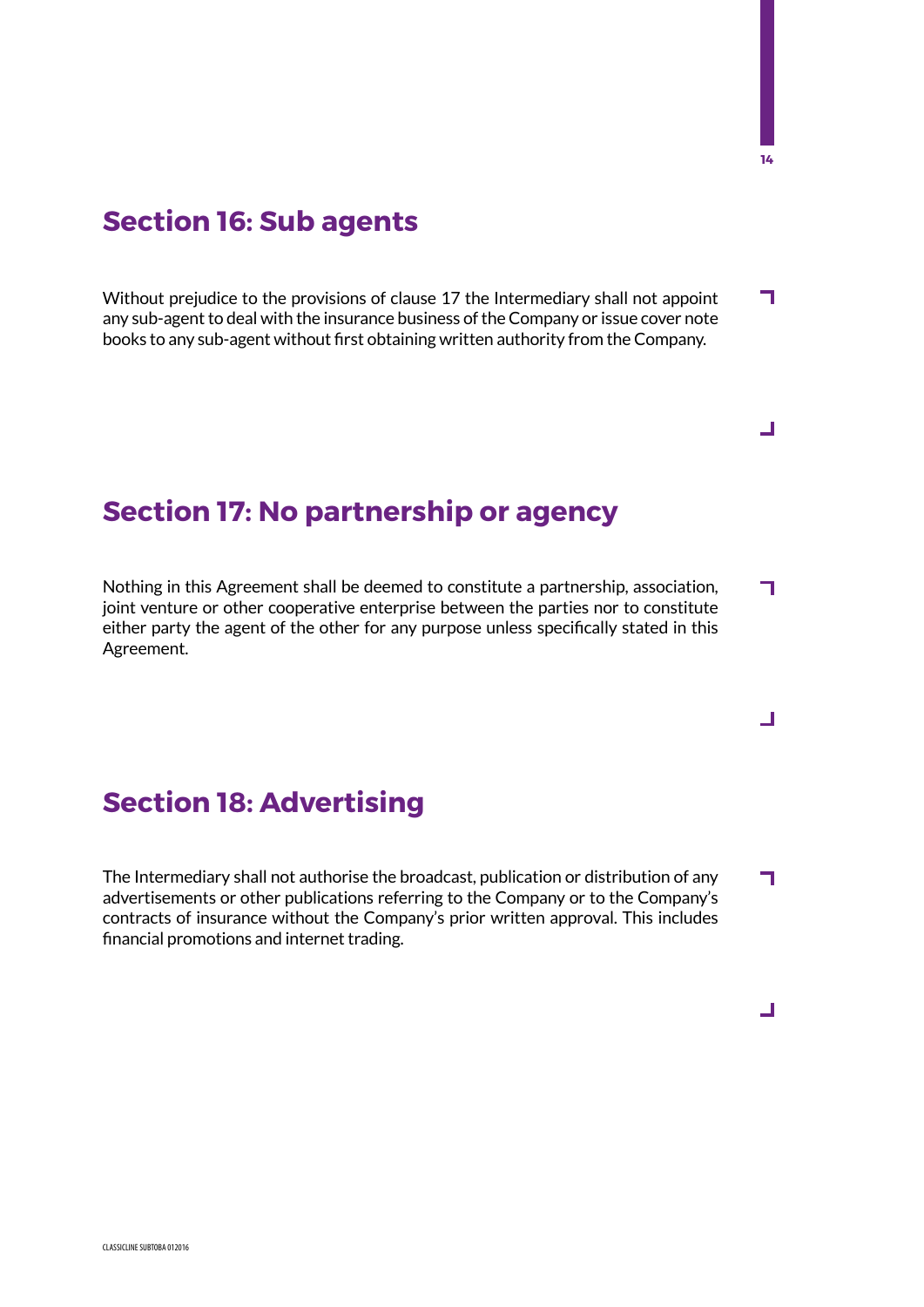## Section 16: Sub agents

Without prejudice to the provisions of clause 17 the Intermediary shall not appoint any sub-agent to deal with the insurance business of the Company or issue cover note books to any sub-agent without first obtaining written authority from the Company.

## Section 17: No partnership or agency

Nothing in this Agreement shall be deemed to constitute a partnership, association, joint venture or other cooperative enterprise between the parties nor to constitute either party the agent of the other for any purpose unless specifically stated in this Agreement.

## Section 18: Advertising

The Intermediary shall not authorise the broadcast, publication or distribution of any advertisements or other publications referring to the Company or to the Company's contracts of insurance without the Company's prior written approval. This includes financial promotions and internet trading.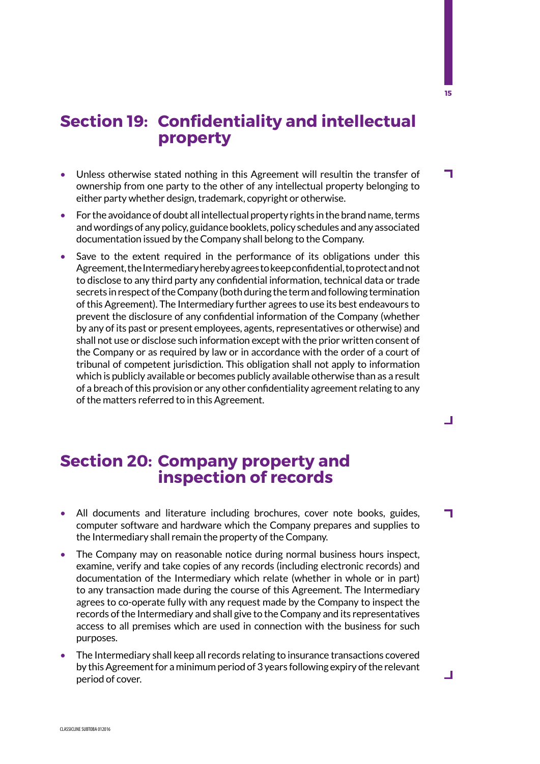## Section 19: Confidentiality and intellectual property

- Unless otherwise stated nothing in this Agreement will resultin the transfer of ownership from one party to the other of any intellectual property belonging to either party whether design, trademark, copyright or otherwise.
- For the avoidance of doubt all intellectual property rights in the brand name, terms and wordings of any policy, guidance booklets, policy schedules and any associated documentation issued by the Company shall belong to the Company.
- Save to the extent required in the performance of its obligations under this Agreement, the Intermediary hereby agrees to keep confidential, to protect and not to disclose to any third party any confidential information, technical data or trade secrets in respect of the Company (both during the term and following termination of this Agreement). The Intermediary further agrees to use its best endeavours to prevent the disclosure of any confidential information of the Company (whether by any of its past or present employees, agents, representatives or otherwise) and shall not use or disclose such information except with the prior written consent of the Company or as required by law or in accordance with the order of a court of tribunal of competent jurisdiction. This obligation shall not apply to information which is publicly available or becomes publicly available otherwise than as a result of a breach of this provision or any other confidentiality agreement relating to any of the matters referred to in this Agreement.

## Section 20: Company property and inspection of records

- All documents and literature including brochures, cover note books, guides, computer software and hardware which the Company prepares and supplies to the Intermediary shall remain the property of the Company.
- The Company may on reasonable notice during normal business hours inspect, examine, verify and take copies of any records (including electronic records) and documentation of the Intermediary which relate (whether in whole or in part) to any transaction made during the course of this Agreement. The Intermediary agrees to co-operate fully with any request made by the Company to inspect the records of the Intermediary and shall give to the Company and its representatives access to all premises which are used in connection with the business for such purposes.
- The Intermediary shall keep all records relating to insurance transactions covered by this Agreement for a minimum period of 3 years following expiry of the relevant period of cover.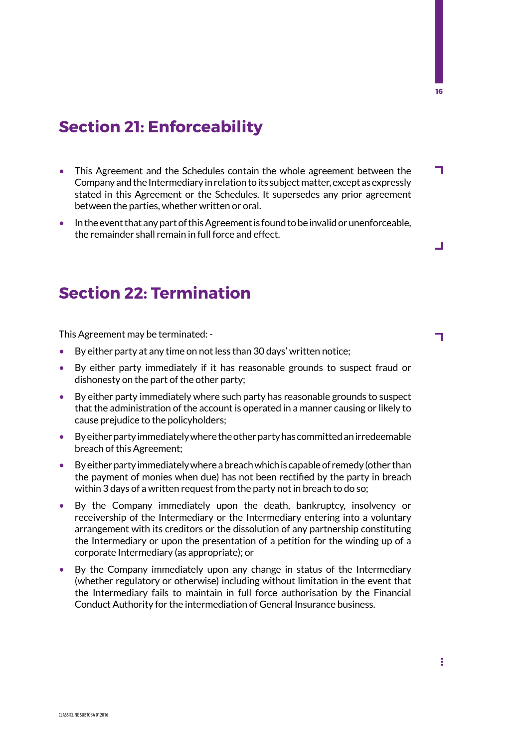## Section 21: Enforceability

- This Agreement and the Schedules contain the whole agreement between the Company and the Intermediary in relation to its subject matter, except as expressly stated in this Agreement or the Schedules. It supersedes any prior agreement between the parties, whether written or oral.
- In the event that any part of this Agreement is found to be invalid or unenforceable, the remainder shall remain in full force and effect.

## Section 22: Termination

This Agreement may be terminated: -

- By either party at any time on not less than 30 days' written notice;
- By either party immediately if it has reasonable grounds to suspect fraud or dishonesty on the part of the other party;
- By either party immediately where such party has reasonable grounds to suspect that the administration of the account is operated in a manner causing or likely to cause prejudice to the policyholders;
- By either party immediately where the other party has committed an irredeemable breach of this Agreement;
- By either party immediately where a breach which is capable of remedy (other than the payment of monies when due) has not been rectified by the party in breach within 3 days of a written request from the party not in breach to do so;
- By the Company immediately upon the death, bankruptcy, insolvency or receivership of the Intermediary or the Intermediary entering into a voluntary arrangement with its creditors or the dissolution of any partnership constituting the Intermediary or upon the presentation of a petition for the winding up of a corporate Intermediary (as appropriate); or
- By the Company immediately upon any change in status of the Intermediary (whether regulatory or otherwise) including without limitation in the event that the Intermediary fails to maintain in full force authorisation by the Financial Conduct Authority for the intermediation of General Insurance business.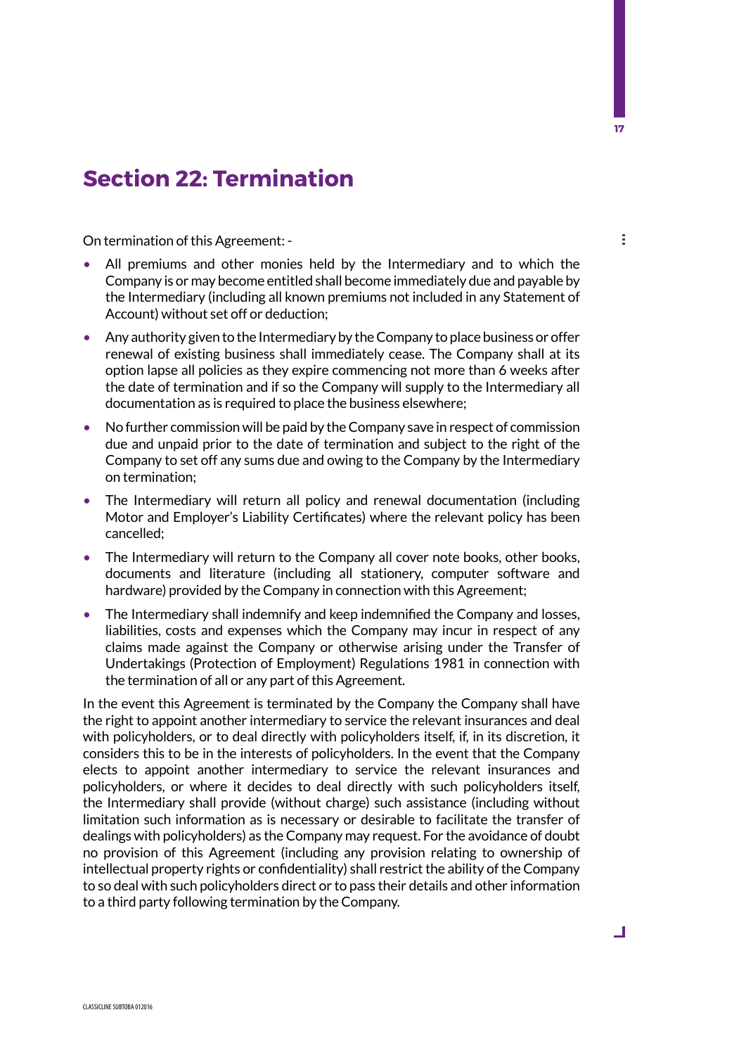## Section 22: Termination

On termination of this Agreement: -

- All premiums and other monies held by the Intermediary and to which the Company is or may become entitled shall become immediately due and payable by the Intermediary (including all known premiums not included in any Statement of Account) without set off or deduction;
- Any authority given to the Intermediary by the Company to place business or offer renewal of existing business shall immediately cease. The Company shall at its option lapse all policies as they expire commencing not more than 6 weeks after the date of termination and if so the Company will supply to the Intermediary all documentation as is required to place the business elsewhere;
- No further commission will be paid by the Company save in respect of commission due and unpaid prior to the date of termination and subject to the right of the Company to set off any sums due and owing to the Company by the Intermediary on termination;
- The Intermediary will return all policy and renewal documentation (including Motor and Employer's Liability Certificates) where the relevant policy has been cancelled;
- The Intermediary will return to the Company all cover note books, other books, documents and literature (including all stationery, computer software and hardware) provided by the Company in connection with this Agreement;
- The Intermediary shall indemnify and keep indemnified the Company and losses, liabilities, costs and expenses which the Company may incur in respect of any claims made against the Company or otherwise arising under the Transfer of Undertakings (Protection of Employment) Regulations 1981 in connection with the termination of all or any part of this Agreement.

In the event this Agreement is terminated by the Company the Company shall have the right to appoint another intermediary to service the relevant insurances and deal with policyholders, or to deal directly with policyholders itself, if, in its discretion, it considers this to be in the interests of policyholders. In the event that the Company elects to appoint another intermediary to service the relevant insurances and policyholders, or where it decides to deal directly with such policyholders itself, the Intermediary shall provide (without charge) such assistance (including without limitation such information as is necessary or desirable to facilitate the transfer of dealings with policyholders) as the Company may request. For the avoidance of doubt no provision of this Agreement (including any provision relating to ownership of intellectual property rights or confidentiality) shall restrict the ability of the Company to so deal with such policyholders direct or to pass their details and other information to a third party following termination by the Company.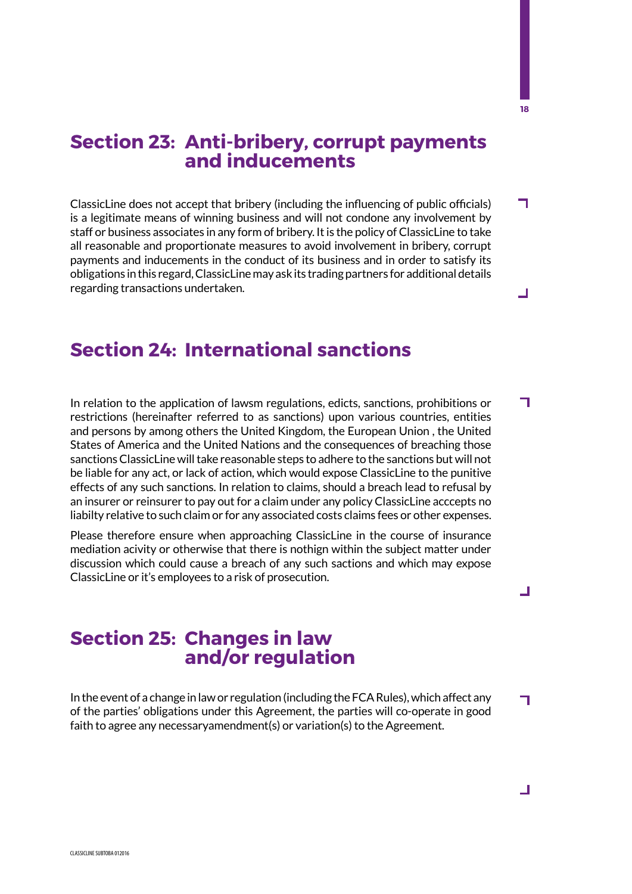## Section 23: Anti-bribery, corrupt payments and inducements

ClassicLine does not accept that bribery (including the influencing of public officials) is a legitimate means of winning business and will not condone any involvement by staff or business associates in any form of bribery. It is the policy of ClassicLine to take all reasonable and proportionate measures to avoid involvement in bribery, corrupt payments and inducements in the conduct of its business and in order to satisfy its obligations in this regard, ClassicLine may ask its trading partners for additional details regarding transactions undertaken.

## Section 24: International sanctions

In relation to the application of lawsm regulations, edicts, sanctions, prohibitions or restrictions (hereinafter referred to as sanctions) upon various countries, entities and persons by among others the United Kingdom, the European Union , the United States of America and the United Nations and the consequences of breaching those sanctions ClassicLine will take reasonable steps to adhere to the sanctions but will not be liable for any act, or lack of action, which would expose ClassicLine to the punitive effects of any such sanctions. In relation to claims, should a breach lead to refusal by an insurer or reinsurer to pay out for a claim under any policy ClassicLine acccepts no liabilty relative to such claim or for any associated costs claims fees or other expenses.

Please therefore ensure when approaching ClassicLine in the course of insurance mediation acivity or otherwise that there is nothign within the subject matter under discussion which could cause a breach of any such sactions and which may expose ClassicLine or it's employees to a risk of prosecution.

## Section 25: Changes in law and/or regulation

In the event of a change in law or regulation (including the FCA Rules), which affect any of the parties' obligations under this Agreement, the parties will co-operate in good faith to agree any necessaryamendment(s) or variation(s) to the Agreement.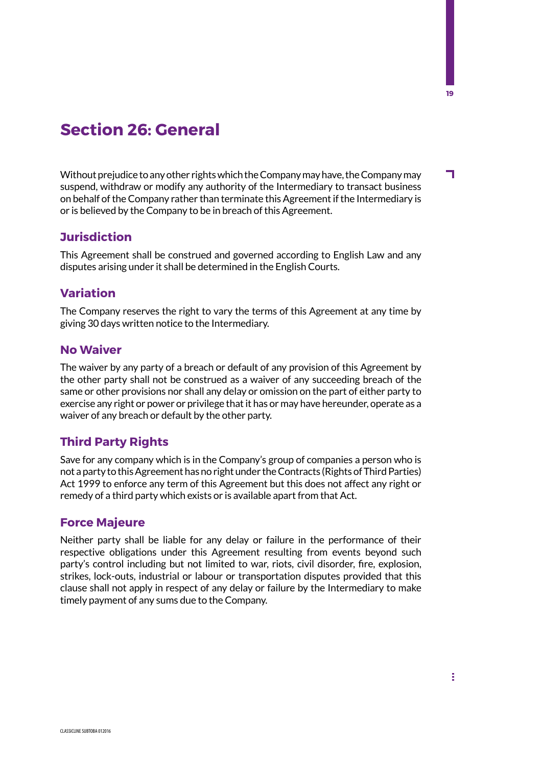## Section 26: General

Without prejudice to any other rights which the Company may have, the Company may suspend, withdraw or modify any authority of the Intermediary to transact business on behalf of the Company rather than terminate this Agreement if the Intermediary is or is believed by the Company to be in breach of this Agreement.

### Jurisdiction

This Agreement shall be construed and governed according to English Law and any disputes arising under it shall be determined in the English Courts.

### Variation

The Company reserves the right to vary the terms of this Agreement at any time by giving 30 days written notice to the Intermediary.

### No Waiver

The waiver by any party of a breach or default of any provision of this Agreement by the other party shall not be construed as a waiver of any succeeding breach of the same or other provisions nor shall any delay or omission on the part of either party to exercise any right or power or privilege that it has or may have hereunder, operate as a waiver of any breach or default by the other party.

### Third Party Rights

Save for any company which is in the Company's group of companies a person who is not a party to this Agreement has no right under the Contracts (Rights of Third Parties) Act 1999 to enforce any term of this Agreement but this does not affect any right or remedy of a third party which exists or is available apart from that Act.

### Force Majeure

Neither party shall be liable for any delay or failure in the performance of their respective obligations under this Agreement resulting from events beyond such party's control including but not limited to war, riots, civil disorder, fire, explosion, strikes, lock-outs, industrial or labour or transportation disputes provided that this clause shall not apply in respect of any delay or failure by the Intermediary to make timely payment of any sums due to the Company.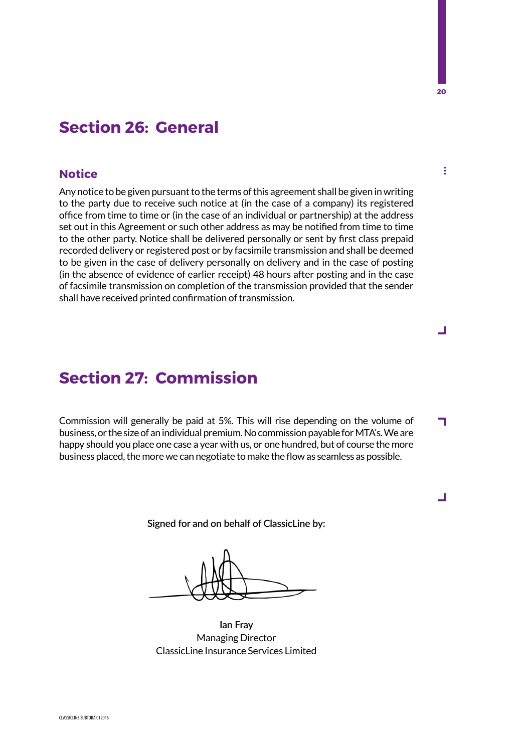## Section 26: General

### Notice

Any notice to be given pursuant to the terms of this agreement shall be given in writing to the party due to receive such notice at (in the case of a company) its registered office from time to time or (in the case of an individual or partnership) at the address set out in this Agreement or such other address as may be notified from time to time to the other party. Notice shall be delivered personally or sent by first class prepaid recorded delivery or registered post or by facsimile transmission and shall be deemed to be given in the case of delivery personally on delivery and in the case of posting (in the absence of evidence of earlier receipt) 48 hours after posting and in the case of facsimile transmission on completion of the transmission provided that the sender shall have received printed confirmation of transmission.

## Section 27: Commission

Commission will generally be paid at 5%. This will rise depending on the volume of business, or the size of an individual premium. No commission payable for MTA's. We are happy should you place one case a year with us, or one hundred, but of course the more business placed, the more we can negotiate to make the flow as seamless as possible.

Signed for and on behalf of ClassicLine by:

Ian Fray
Managing Director
ClassicLine Insurance Services Limited

CLASSICLINE SUBTOBA 012016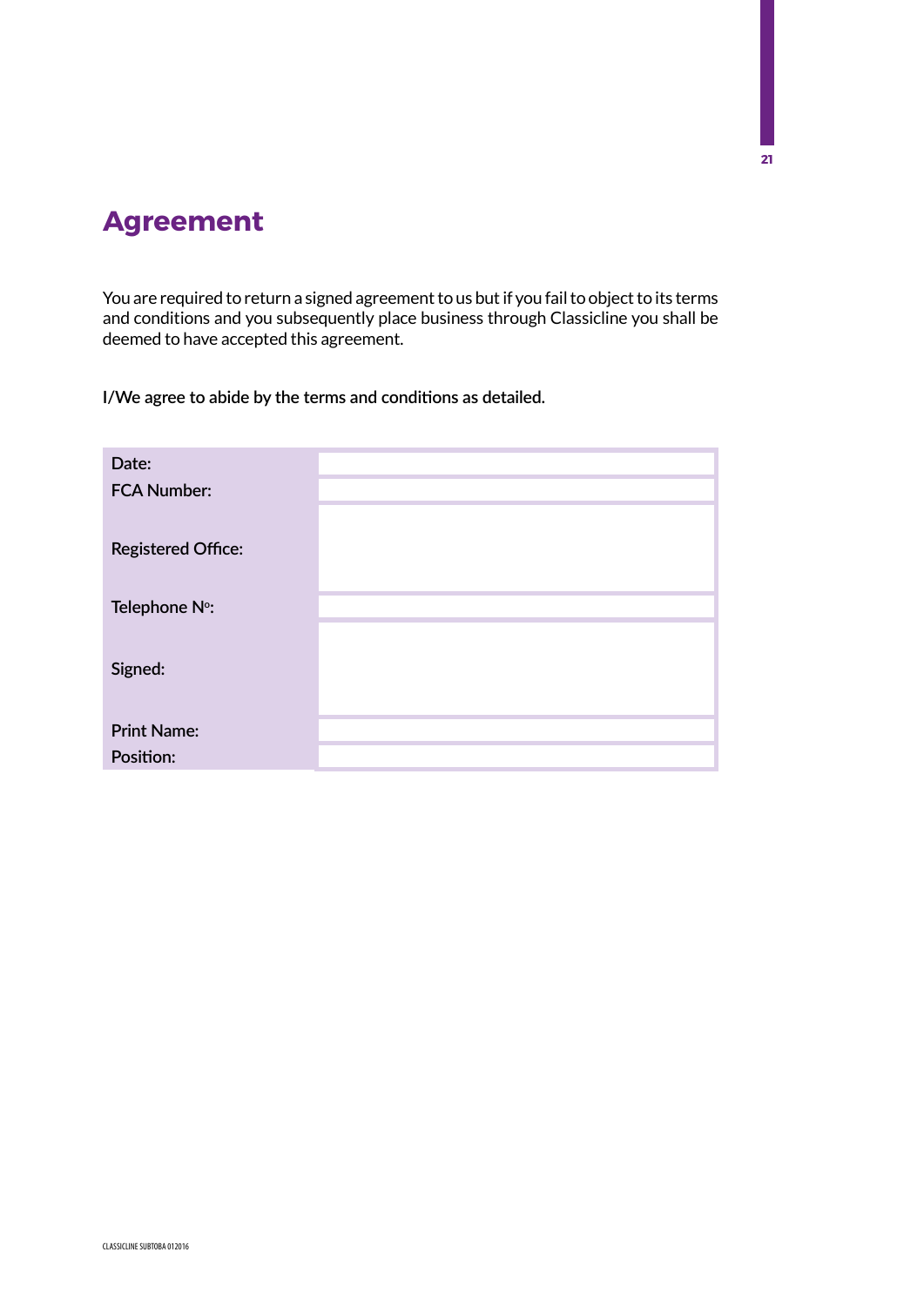# Agreement

You are required to return a signed agreement to us but if you fail to object to its terms and conditions and you subsequently place business through Classicline you shall be deemed to have accepted this agreement.

I/We agree to abide by the terms and conditions as detailed.

| | |
|---|---|
| Date: | |
| FCA Number: | |
| Registered Office: | |
| Telephone Nº: | |
| Signed: | |
| Print Name: | |
| Position: | |

CLASSICLINE SUBTOBA 012016